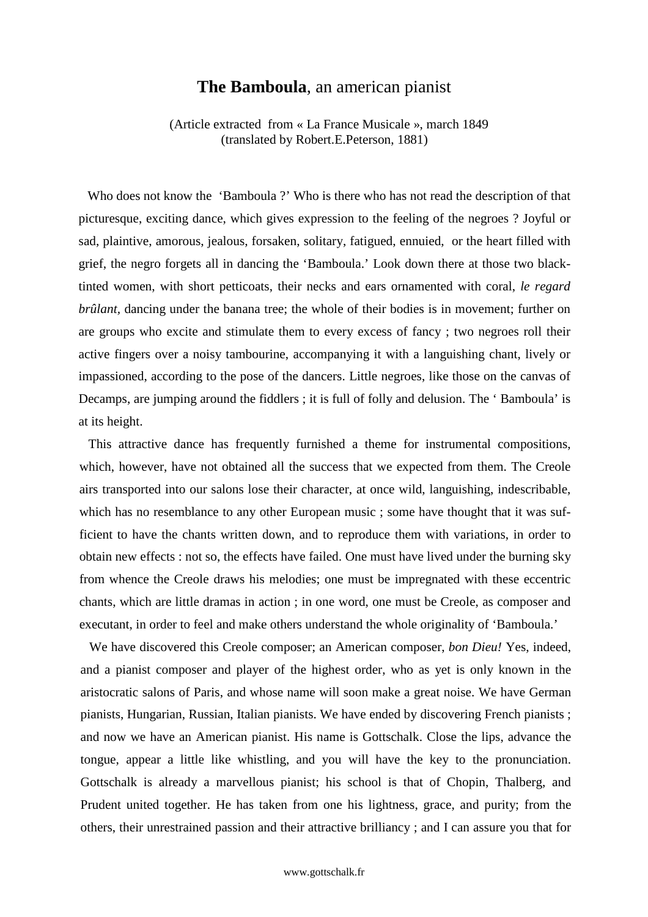# **The Bamboula**, an american pianist

(Article extracted from « La France Musicale », march 1849
(translated by Robert.E.Peterson, 1881)

Who does not know the 'Bamboula ?' Who is there who has not read the description of that picturesque, exciting dance, which gives expression to the feeling of the negroes ? Joyful or sad, plaintive, amorous, jealous, forsaken, solitary, fatigued, ennuied, or the heart filled with grief, the negro forgets all in dancing the 'Bamboula.' Look down there at those two black-tinted women, with short petticoats, their necks and ears ornamented with coral, *le regard brûlant,* dancing under the banana tree; the whole of their bodies is in movement; further on are groups who excite and stimulate them to every excess of fancy ; two negroes roll their active fingers over a noisy tambourine, accompanying it with a languishing chant, lively or impassioned, according to the pose of the dancers. Little negroes, like those on the canvas of Decamps, are jumping around the fiddlers ; it is full of folly and delusion. The ' Bamboula' is at its height.

This attractive dance has frequently furnished a theme for instrumental compositions, which, however, have not obtained all the success that we expected from them. The Creole airs transported into our salons lose their character, at once wild, languishing, indescribable, which has no resemblance to any other European music ; some have thought that it was sufficient to have the chants written down, and to reproduce them with variations, in order to obtain new effects : not so, the effects have failed. One must have lived under the burning sky from whence the Creole draws his melodies; one must be impregnated with these eccentric chants, which are little dramas in action ; in one word, one must be Creole, as composer and executant, in order to feel and make others understand the whole originality of 'Bamboula.'

We have discovered this Creole composer; an American composer, *bon Dieu!* Yes, indeed, and a pianist composer and player of the highest order, who as yet is only known in the aristocratic salons of Paris, and whose name will soon make a great noise. We have German pianists, Hungarian, Russian, Italian pianists. We have ended by discovering French pianists ; and now we have an American pianist. His name is Gottschalk. Close the lips, advance the tongue, appear a little like whistling, and you will have the key to the pronunciation. Gottschalk is already a marvellous pianist; his school is that of Chopin, Thalberg, and Prudent united together. He has taken from one his lightness, grace, and purity; from the others, their unrestrained passion and their attractive brilliancy ; and I can assure you that for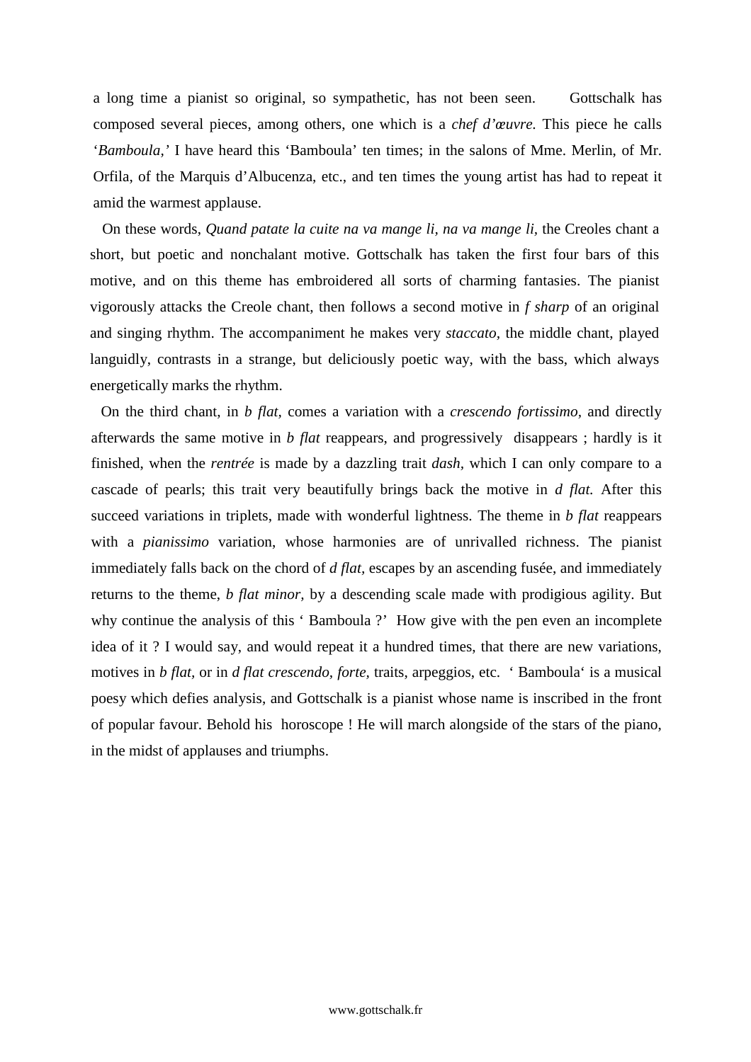a long time a pianist so original, so sympathetic, has not been seen. Gottschalk has composed several pieces, among others, one which is a *chef d'œuvre.* This piece he calls '*Bamboula,'* I have heard this 'Bamboula' ten times; in the salons of Mme. Merlin, of Mr. Orfila, of the Marquis d'Albucenza, etc., and ten times the young artist has had to repeat it amid the warmest applause.

On these words, *Quand patate la cuite na va mange li, na va mange li,* the Creoles chant a short, but poetic and nonchalant motive. Gottschalk has taken the first four bars of this motive, and on this theme has embroidered all sorts of charming fantasies. The pianist vigorously attacks the Creole chant, then follows a second motive in *f sharp* of an original and singing rhythm. The accompaniment he makes very *staccato*, the middle chant, played languidly, contrasts in a strange, but deliciously poetic way, with the bass, which always energetically marks the rhythm.

On the third chant, in *b flat,* comes a variation with a *crescendo fortissimo,* and directly afterwards the same motive in *b flat* reappears, and progressively disappears ; hardly is it finished, when the *rentrée* is made by a dazzling trait *dash,* which I can only compare to a cascade of pearls; this trait very beautifully brings back the motive in *d flat.* After this succeed variations in triplets, made with wonderful lightness. The theme in *b flat* reappears with a *pianissimo* variation, whose harmonies are of unrivalled richness. The pianist immediately falls back on the chord of *d flat,* escapes by an ascending fusée, and immediately returns to the theme, *b flat minor,* by a descending scale made with prodigious agility. But why continue the analysis of this ' Bamboula ?' How give with the pen even an incomplete idea of it ? I would say, and would repeat it a hundred times, that there are new variations, motives in *b flat,* or in *d flat crescendo, forte,* traits, arpeggios, etc. ' Bamboula' is a musical poesy which defies analysis, and Gottschalk is a pianist whose name is inscribed in the front of popular favour. Behold his horoscope ! He will march alongside of the stars of the piano, in the midst of applauses and triumphs.